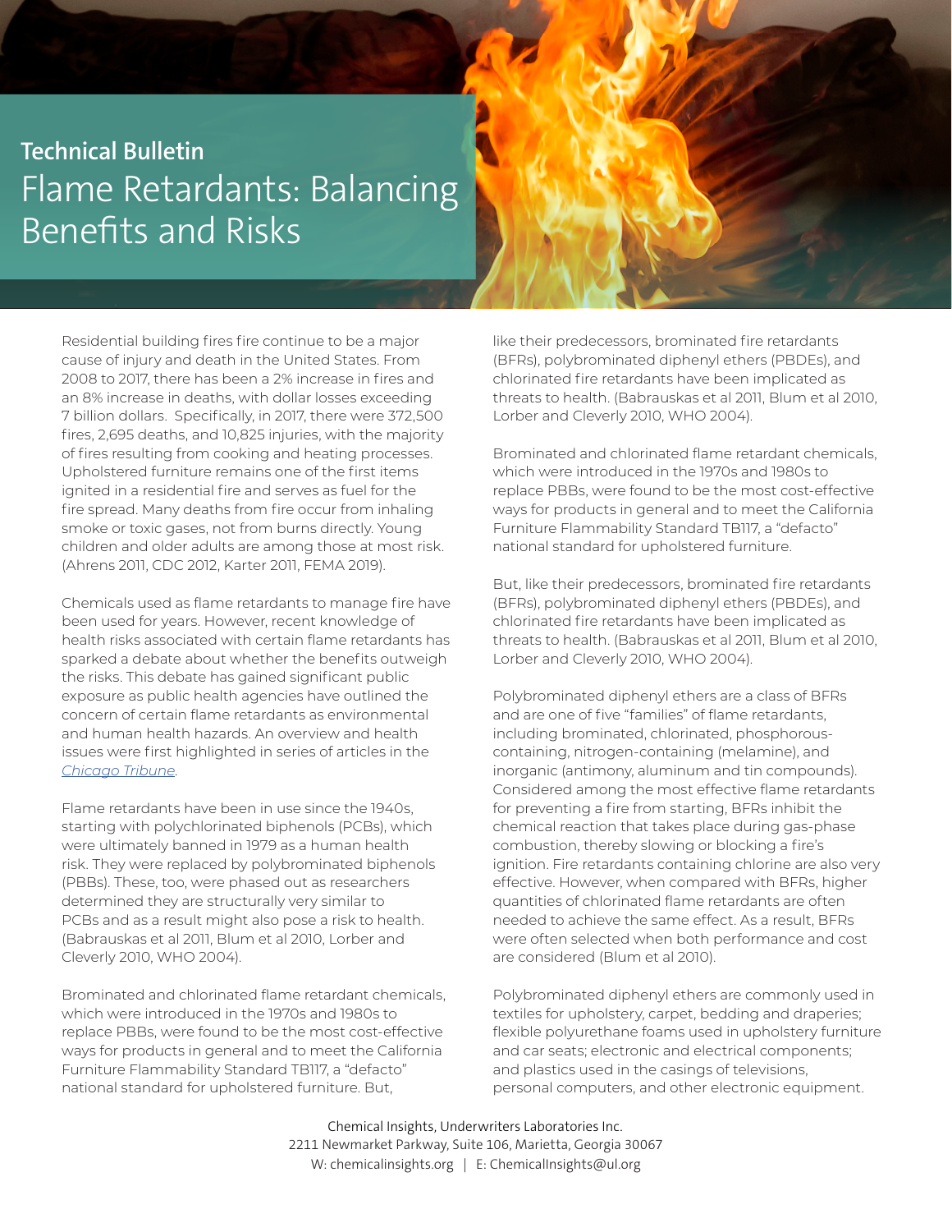**Technical Bulletin**

# Flame Retardants: Balancing Benefits and Risks

Residential building fires fire continue to be a major cause of injury and death in the United States. From 2008 to 2017, there has been a 2% increase in fires and an 8% increase in deaths, with dollar losses exceeding 7 billion dollars. Specifically, in 2017, there were 372,500 fires, 2,695 deaths, and 10,825 injuries, with the majority of fires resulting from cooking and heating processes. Upholstered furniture remains one of the first items ignited in a residential fire and serves as fuel for the fire spread. Many deaths from fire occur from inhaling smoke or toxic gases, not from burns directly. Young children and older adults are among those at most risk. (Ahrens 2011, CDC 2012, Karter 2011, FEMA 2019).

Chemicals used as flame retardants to manage fire have been used for years. However, recent knowledge of health risks associated with certain flame retardants has sparked a debate about whether the benefits outweigh the risks. This debate has gained significant public exposure as public health agencies have outlined the concern of certain flame retardants as environmental and human health hazards. An overview and health issues were first highlighted in series of articles in the *Chicago Tribune*.

Flame retardants have been in use since the 1940s, starting with polychlorinated biphenols (PCBs), which were ultimately banned in 1979 as a human health risk. They were replaced by polybrominated biphenols (PBBs). These, too, were phased out as researchers determined they are structurally very similar to PCBs and as a result might also pose a risk to health. (Babrauskas et al 2011, Blum et al 2010, Lorber and Cleverly 2010, WHO 2004).

Brominated and chlorinated flame retardant chemicals, which were introduced in the 1970s and 1980s to replace PBBs, were found to be the most cost-effective ways for products in general and to meet the California Furniture Flammability Standard TB117, a "defacto" national standard for upholstered furniture. But, like their predecessors, brominated fire retardants (BFRs), polybrominated diphenyl ethers (PBDEs), and chlorinated fire retardants have been implicated as threats to health. (Babrauskas et al 2011, Blum et al 2010, Lorber and Cleverly 2010, WHO 2004).

Brominated and chlorinated flame retardant chemicals, which were introduced in the 1970s and 1980s to replace PBBs, were found to be the most cost-effective ways for products in general and to meet the California Furniture Flammability Standard TB117, a "defacto" national standard for upholstered furniture.

But, like their predecessors, brominated fire retardants (BFRs), polybrominated diphenyl ethers (PBDEs), and chlorinated fire retardants have been implicated as threats to health. (Babrauskas et al 2011, Blum et al 2010, Lorber and Cleverly 2010, WHO 2004).

Polybrominated diphenyl ethers are a class of BFRs and are one of five "families" of flame retardants, including brominated, chlorinated, phosphorous-containing, nitrogen-containing (melamine), and inorganic (antimony, aluminum and tin compounds). Considered among the most effective flame retardants for preventing a fire from starting, BFRs inhibit the chemical reaction that takes place during gas-phase combustion, thereby slowing or blocking a fire's ignition. Fire retardants containing chlorine are also very effective. However, when compared with BFRs, higher quantities of chlorinated flame retardants are often needed to achieve the same effect. As a result, BFRs were often selected when both performance and cost are considered (Blum et al 2010).

Polybrominated diphenyl ethers are commonly used in textiles for upholstery, carpet, bedding and draperies; flexible polyurethane foams used in upholstery furniture and car seats; electronic and electrical components; and plastics used in the casings of televisions, personal computers, and other electronic equipment.

Chemical Insights, Underwriters Laboratories Inc.
2211 Newmarket Parkway, Suite 106, Marietta, Georgia 30067
W: chemicalinsights.org | E: ChemicalInsights@ul.org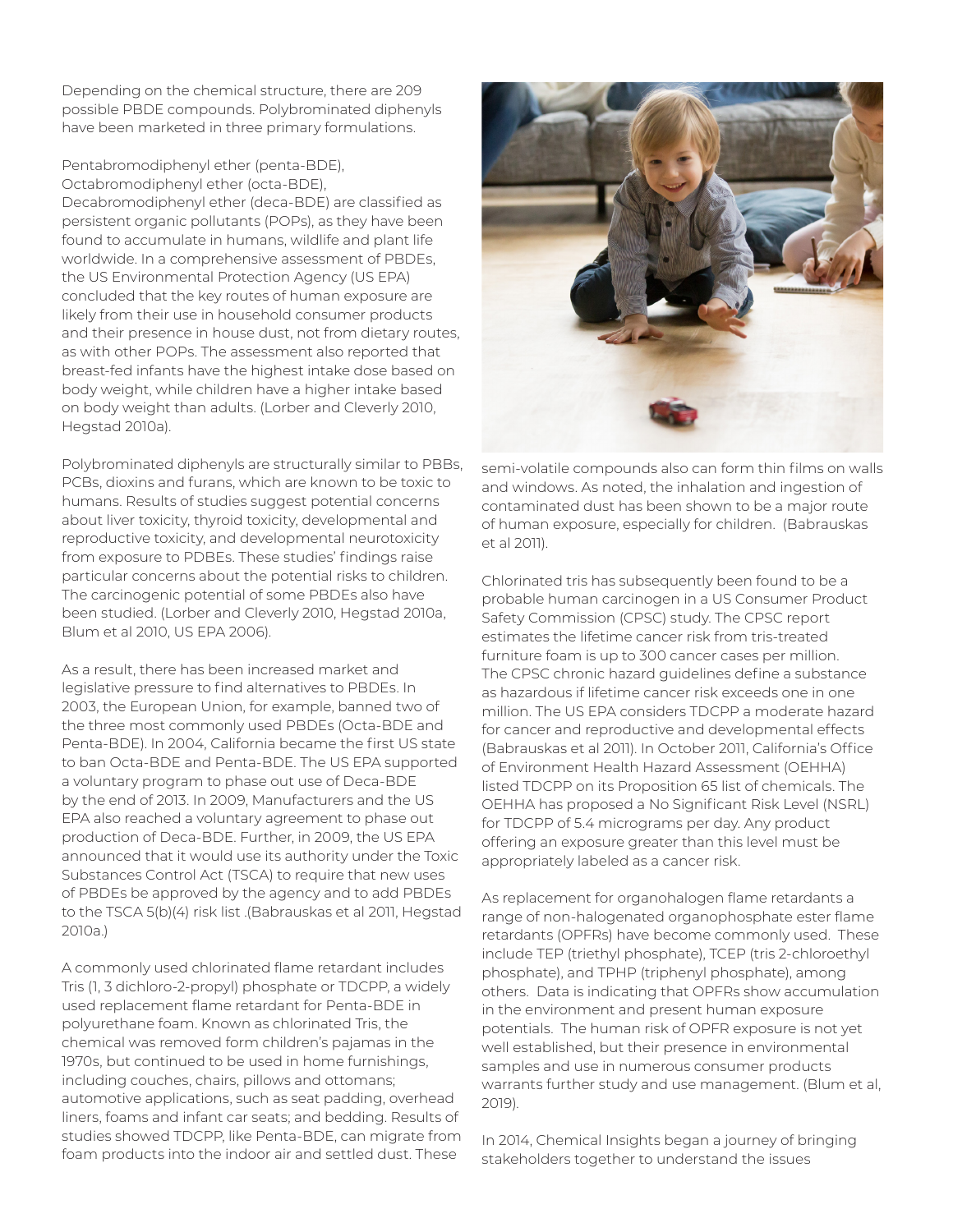Depending on the chemical structure, there are 209 possible PBDE compounds. Polybrominated diphenyls have been marketed in three primary formulations.

Pentabromodiphenyl ether (penta-BDE), Octabromodiphenyl ether (octa-BDE), Decabromodiphenyl ether (deca-BDE) are classified as persistent organic pollutants (POPs), as they have been found to accumulate in humans, wildlife and plant life worldwide. In a comprehensive assessment of PBDEs, the US Environmental Protection Agency (US EPA) concluded that the key routes of human exposure are likely from their use in household consumer products and their presence in house dust, not from dietary routes, as with other POPs. The assessment also reported that breast-fed infants have the highest intake dose based on body weight, while children have a higher intake based on body weight than adults. (Lorber and Cleverly 2010, Hegstad 2010a).

Polybrominated diphenyls are structurally similar to PBBs, PCBs, dioxins and furans, which are known to be toxic to humans. Results of studies suggest potential concerns about liver toxicity, thyroid toxicity, developmental and reproductive toxicity, and developmental neurotoxicity from exposure to PDBEs. These studies' findings raise particular concerns about the potential risks to children. The carcinogenic potential of some PBDEs also have been studied. (Lorber and Cleverly 2010, Hegstad 2010a, Blum et al 2010, US EPA 2006).

As a result, there has been increased market and legislative pressure to find alternatives to PBDEs. In 2003, the European Union, for example, banned two of the three most commonly used PBDEs (Octa-BDE and Penta-BDE). In 2004, California became the first US state to ban Octa-BDE and Penta-BDE. The US EPA supported a voluntary program to phase out use of Deca-BDE by the end of 2013. In 2009, Manufacturers and the US EPA also reached a voluntary agreement to phase out production of Deca-BDE. Further, in 2009, the US EPA announced that it would use its authority under the Toxic Substances Control Act (TSCA) to require that new uses of PBDEs be approved by the agency and to add PBDEs to the TSCA 5(b)(4) risk list .(Babrauskas et al 2011, Hegstad 2010a.)

A commonly used chlorinated flame retardant includes Tris (1, 3 dichloro-2-propyl) phosphate or TDCPP, a widely used replacement flame retardant for Penta-BDE in polyurethane foam. Known as chlorinated Tris, the chemical was removed form children's pajamas in the 1970s, but continued to be used in home furnishings, including couches, chairs, pillows and ottomans; automotive applications, such as seat padding, overhead liners, foams and infant car seats; and bedding. Results of studies showed TDCPP, like Penta-BDE, can migrate from foam products into the indoor air and settled dust. These semi-volatile compounds also can form thin films on walls and windows. As noted, the inhalation and ingestion of contaminated dust has been shown to be a major route of human exposure, especially for children. (Babrauskas et al 2011).

Chlorinated tris has subsequently been found to be a probable human carcinogen in a US Consumer Product Safety Commission (CPSC) study. The CPSC report estimates the lifetime cancer risk from tris-treated furniture foam is up to 300 cancer cases per million. The CPSC chronic hazard guidelines define a substance as hazardous if lifetime cancer risk exceeds one in one million. The US EPA considers TDCPP a moderate hazard for cancer and reproductive and developmental effects (Babrauskas et al 2011). In October 2011, California's Office of Environment Health Hazard Assessment (OEHHA) listed TDCPP on its Proposition 65 list of chemicals. The OEHHA has proposed a No Significant Risk Level (NSRL) for TDCPP of 5.4 micrograms per day. Any product offering an exposure greater than this level must be appropriately labeled as a cancer risk.

As replacement for organohalogen flame retardants a range of non-halogenated organophosphate ester flame retardants (OPFRs) have become commonly used. These include TEP (triethyl phosphate), TCEP (tris 2-chloroethyl phosphate), and TPHP (triphenyl phosphate), among others. Data is indicating that OPFRs show accumulation in the environment and present human exposure potentials. The human risk of OPFR exposure is not yet well established, but their presence in environmental samples and use in numerous consumer products warrants further study and use management. (Blum et al, 2019).

In 2014, Chemical Insights began a journey of bringing stakeholders together to understand the issues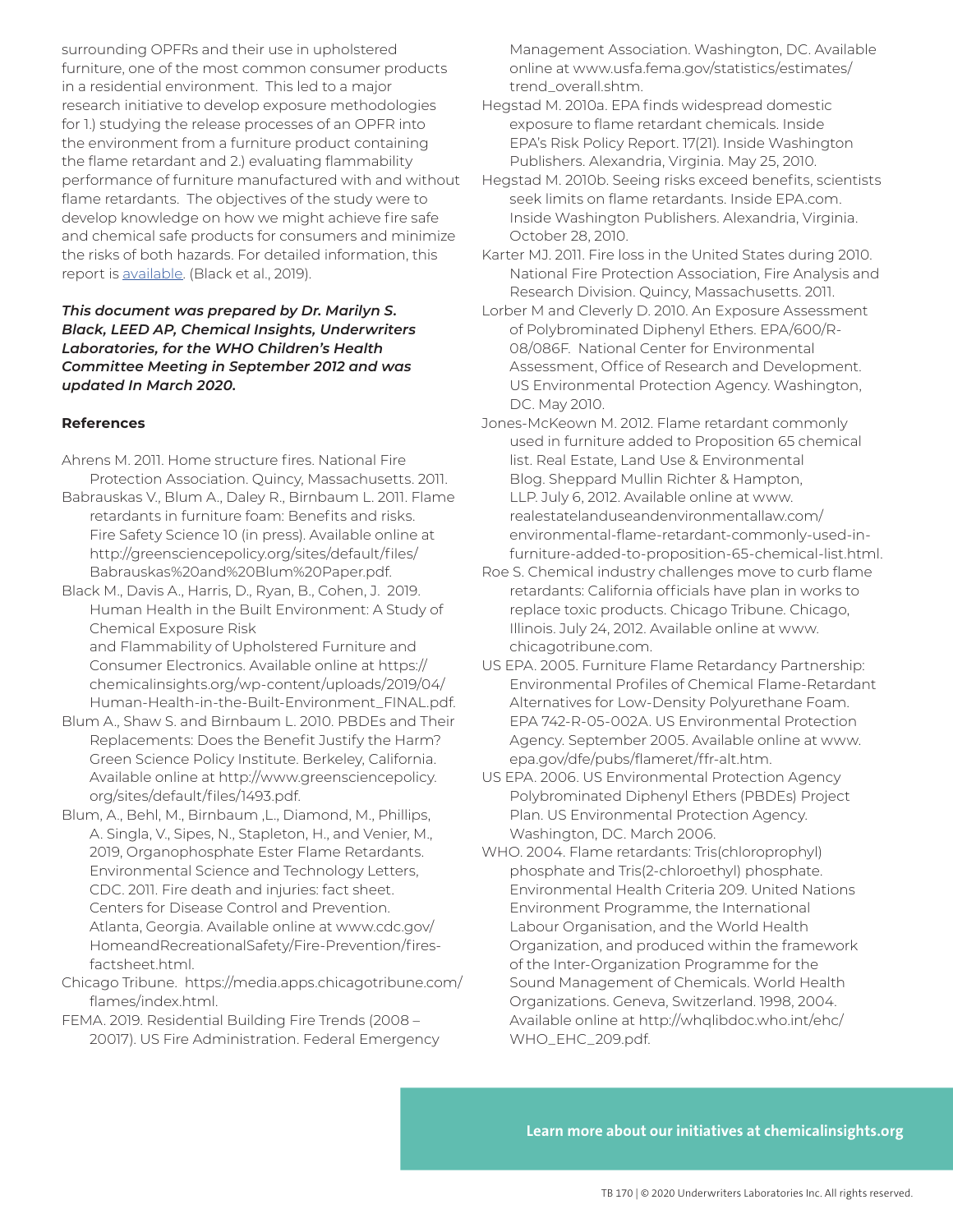surrounding OPFRs and their use in upholstered furniture, one of the most common consumer products in a residential environment. This led to a major research initiative to develop exposure methodologies for 1.) studying the release processes of an OPFR into the environment from a furniture product containing the flame retardant and 2.) evaluating flammability performance of furniture manufactured with and without flame retardants. The objectives of the study were to develop knowledge on how we might achieve fire safe and chemical safe products for consumers and minimize the risks of both hazards. For detailed information, this report is available. (Black et al., 2019).

***This document was prepared by Dr. Marilyn S. Black, LEED AP, Chemical Insights, Underwriters Laboratories, for the WHO Children's Health Committee Meeting in September 2012 and was updated In March 2020.***

**References**

Ahrens M. 2011. Home structure fires. National Fire Protection Association. Quincy, Massachusetts. 2011.

Babrauskas V., Blum A., Daley R., Birnbaum L. 2011. Flame retardants in furniture foam: Benefits and risks. Fire Safety Science 10 (in press). Available online at http://greensciencepolicy.org/sites/default/files/Babrauskas%20and%20Blum%20Paper.pdf.

Black M., Davis A., Harris, D., Ryan, B., Cohen, J. 2019. Human Health in the Built Environment: A Study of Chemical Exposure Risk and Flammability of Upholstered Furniture and Consumer Electronics. Available online at https://chemicalinsights.org/wp-content/uploads/2019/04/Human-Health-in-the-Built-Environment_FINAL.pdf.

Blum A., Shaw S. and Birnbaum L. 2010. PBDEs and Their Replacements: Does the Benefit Justify the Harm? Green Science Policy Institute. Berkeley, California. Available online at http://www.greensciencepolicy.org/sites/default/files/1493.pdf.

Blum, A., Behl, M., Birnbaum ,L., Diamond, M., Phillips, A. Singla, V., Sipes, N., Stapleton, H., and Venier, M., 2019, Organophosphate Ester Flame Retardants. Environmental Science and Technology Letters,

CDC. 2011. Fire death and injuries: fact sheet. Centers for Disease Control and Prevention. Atlanta, Georgia. Available online at www.cdc.gov/HomeandRecreationalSafety/Fire-Prevention/fires-factsheet.html.

Chicago Tribune. https://media.apps.chicagotribune.com/flames/index.html.

FEMA. 2019. Residential Building Fire Trends (2008 – 20017). US Fire Administration. Federal Emergency Management Association. Washington, DC. Available online at www.usfa.fema.gov/statistics/estimates/trend_overall.shtm.

Hegstad M. 2010a. EPA finds widespread domestic exposure to flame retardant chemicals. Inside EPA's Risk Policy Report. 17(21). Inside Washington Publishers. Alexandria, Virginia. May 25, 2010.

Hegstad M. 2010b. Seeing risks exceed benefits, scientists seek limits on flame retardants. Inside EPA.com. Inside Washington Publishers. Alexandria, Virginia. October 28, 2010.

Karter MJ. 2011. Fire loss in the United States during 2010. National Fire Protection Association, Fire Analysis and Research Division. Quincy, Massachusetts. 2011.

Lorber M and Cleverly D. 2010. An Exposure Assessment of Polybrominated Diphenyl Ethers. EPA/600/R-08/086F. National Center for Environmental Assessment, Office of Research and Development. US Environmental Protection Agency. Washington, DC. May 2010.

Jones-McKeown M. 2012. Flame retardant commonly used in furniture added to Proposition 65 chemical list. Real Estate, Land Use & Environmental Blog. Sheppard Mullin Richter & Hampton, LLP. July 6, 2012. Available online at www.realestatelanduseandenvironmentallaw.com/environmental-flame-retardant-commonly-used-in-furniture-added-to-proposition-65-chemical-list.html.

Roe S. Chemical industry challenges move to curb flame retardants: California officials have plan in works to replace toxic products. Chicago Tribune. Chicago, Illinois. July 24, 2012. Available online at www.chicagotribune.com.

US EPA. 2005. Furniture Flame Retardancy Partnership: Environmental Profiles of Chemical Flame-Retardant Alternatives for Low-Density Polyurethane Foam. EPA 742-R-05-002A. US Environmental Protection Agency. September 2005. Available online at www.epa.gov/dfe/pubs/flameret/ffr-alt.htm.

US EPA. 2006. US Environmental Protection Agency Polybrominated Diphenyl Ethers (PBDEs) Project Plan. US Environmental Protection Agency. Washington, DC. March 2006.

WHO. 2004. Flame retardants: Tris(chloroprophyl) phosphate and Tris(2-chloroethyl) phosphate. Environmental Health Criteria 209. United Nations Environment Programme, the International Labour Organisation, and the World Health Organization, and produced within the framework of the Inter-Organization Programme for the Sound Management of Chemicals. World Health Organizations. Geneva, Switzerland. 1998, 2004. Available online at http://whqlibdoc.who.int/ehc/WHO_EHC_209.pdf.

**Learn more about our initiatives at chemicalinsights.org**

TB 170 | © 2020 Underwriters Laboratories Inc. All rights reserved.